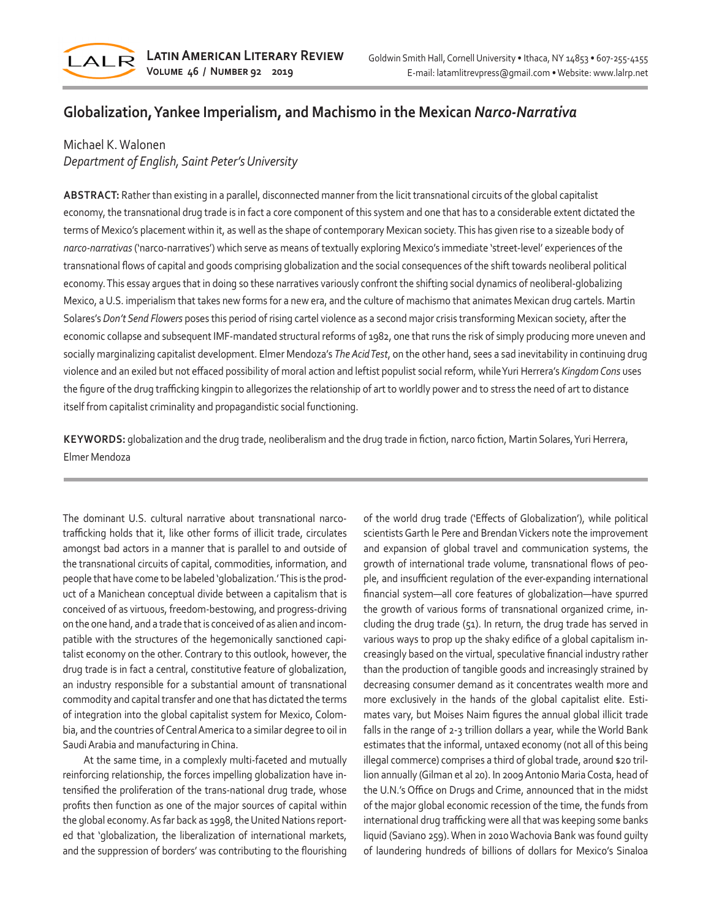# Globalization, Yankee Imperialism, and Machismo in the Mexican *Narco-Narrativa*

Michael K. Walonen
*Department of English, Saint Peter's University*

**ABSTRACT:** Rather than existing in a parallel, disconnected manner from the licit transnational circuits of the global capitalist economy, the transnational drug trade is in fact a core component of this system and one that has to a considerable extent dictated the terms of Mexico's placement within it, as well as the shape of contemporary Mexican society. This has given rise to a sizeable body of *narco-narrativas* ('narco-narratives') which serve as means of textually exploring Mexico's immediate 'street-level' experiences of the transnational flows of capital and goods comprising globalization and the social consequences of the shift towards neoliberal political economy. This essay argues that in doing so these narratives variously confront the shifting social dynamics of neoliberal-globalizing Mexico, a U.S. imperialism that takes new forms for a new era, and the culture of machismo that animates Mexican drug cartels. Martin Solares's *Don't Send Flowers* poses this period of rising cartel violence as a second major crisis transforming Mexican society, after the economic collapse and subsequent IMF-mandated structural reforms of 1982, one that runs the risk of simply producing more uneven and socially marginalizing capitalist development. Elmer Mendoza's *The Acid Test*, on the other hand, sees a sad inevitability in continuing drug violence and an exiled but not effaced possibility of moral action and leftist populist social reform, while Yuri Herrera's *Kingdom Cons* uses the figure of the drug trafficking kingpin to allegorizes the relationship of art to worldly power and to stress the need of art to distance itself from capitalist criminality and propagandistic social functioning.

**KEYWORDS:** globalization and the drug trade, neoliberalism and the drug trade in fiction, narco fiction, Martin Solares, Yuri Herrera, Elmer Mendoza

The dominant U.S. cultural narrative about transnational narco-trafficking holds that it, like other forms of illicit trade, circulates amongst bad actors in a manner that is parallel to and outside of the transnational circuits of capital, commodities, information, and people that have come to be labeled 'globalization.' This is the product of a Manichean conceptual divide between a capitalism that is conceived of as virtuous, freedom-bestowing, and progress-driving on the one hand, and a trade that is conceived of as alien and incompatible with the structures of the hegemonically sanctioned capitalist economy on the other. Contrary to this outlook, however, the drug trade is in fact a central, constitutive feature of globalization, an industry responsible for a substantial amount of transnational commodity and capital transfer and one that has dictated the terms of integration into the global capitalist system for Mexico, Colombia, and the countries of Central America to a similar degree to oil in Saudi Arabia and manufacturing in China.

At the same time, in a complexly multi-faceted and mutually reinforcing relationship, the forces impelling globalization have intensified the proliferation of the trans-national drug trade, whose profits then function as one of the major sources of capital within the global economy. As far back as 1998, the United Nations reported that 'globalization, the liberalization of international markets, and the suppression of borders' was contributing to the flourishing of the world drug trade ('Effects of Globalization'), while political scientists Garth le Pere and Brendan Vickers note the improvement and expansion of global travel and communication systems, the growth of international trade volume, transnational flows of people, and insufficient regulation of the ever-expanding international financial system—all core features of globalization—have spurred the growth of various forms of transnational organized crime, including the drug trade (51). In return, the drug trade has served in various ways to prop up the shaky edifice of a global capitalism increasingly based on the virtual, speculative financial industry rather than the production of tangible goods and increasingly strained by decreasing consumer demand as it concentrates wealth more and more exclusively in the hands of the global capitalist elite. Estimates vary, but Moises Naim figures the annual global illicit trade falls in the range of 2-3 trillion dollars a year, while the World Bank estimates that the informal, untaxed economy (not all of this being illegal commerce) comprises a third of global trade, around $20 trillion annually (Gilman et al 20). In 2009 Antonio Maria Costa, head of the U.N.'s Office on Drugs and Crime, announced that in the midst of the major global economic recession of the time, the funds from international drug trafficking were all that was keeping some banks liquid (Saviano 259). When in 2010 Wachovia Bank was found guilty of laundering hundreds of billions of dollars for Mexico's Sinaloa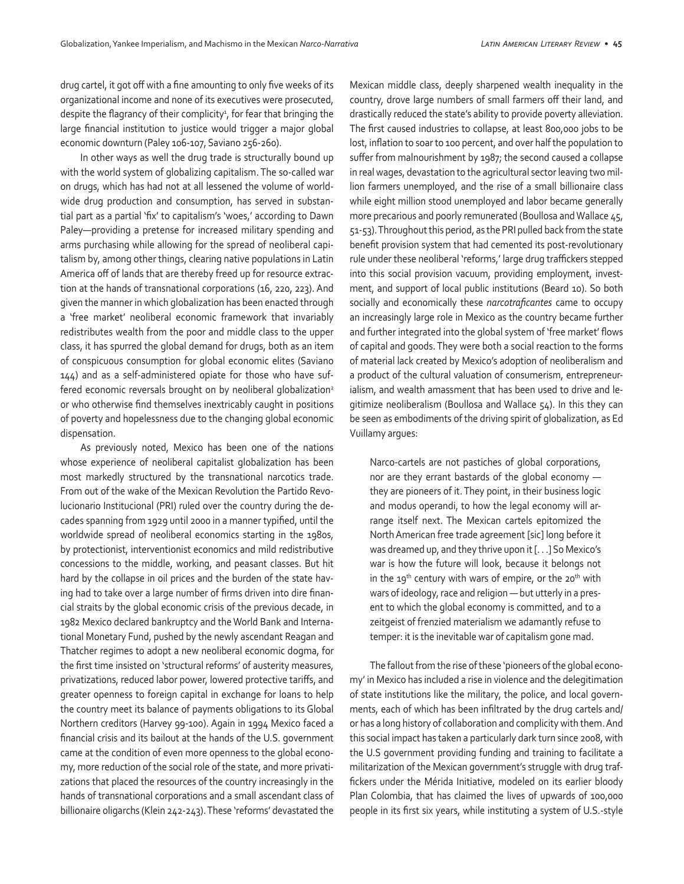drug cartel, it got off with a fine amounting to only five weeks of its organizational income and none of its executives were prosecuted, despite the flagrancy of their complicity[1], for fear that bringing the large financial institution to justice would trigger a major global economic downturn (Paley 106-107, Saviano 256-260).

In other ways as well the drug trade is structurally bound up with the world system of globalizing capitalism. The so-called war on drugs, which has had not at all lessened the volume of worldwide drug production and consumption, has served in substantial part as a partial 'fix' to capitalism's 'woes,' according to Dawn Paley—providing a pretense for increased military spending and arms purchasing while allowing for the spread of neoliberal capitalism by, among other things, clearing native populations in Latin America off of lands that are thereby freed up for resource extraction at the hands of transnational corporations (16, 220, 223). And given the manner in which globalization has been enacted through a 'free market' neoliberal economic framework that invariably redistributes wealth from the poor and middle class to the upper class, it has spurred the global demand for drugs, both as an item of conspicuous consumption for global economic elites (Saviano 144) and as a self-administered opiate for those who have suffered economic reversals brought on by neoliberal globalization[2] or who otherwise find themselves inextricably caught in positions of poverty and hopelessness due to the changing global economic dispensation.

As previously noted, Mexico has been one of the nations whose experience of neoliberal capitalist globalization has been most markedly structured by the transnational narcotics trade. From out of the wake of the Mexican Revolution the Partido Revolucionario Institucional (PRI) ruled over the country during the decades spanning from 1929 until 2000 in a manner typified, until the worldwide spread of neoliberal economics starting in the 1980s, by protectionist, interventionist economics and mild redistributive concessions to the middle, working, and peasant classes. But hit hard by the collapse in oil prices and the burden of the state having had to take over a large number of firms driven into dire financial straits by the global economic crisis of the previous decade, in 1982 Mexico declared bankruptcy and the World Bank and International Monetary Fund, pushed by the newly ascendant Reagan and Thatcher regimes to adopt a new neoliberal economic dogma, for the first time insisted on 'structural reforms' of austerity measures, privatizations, reduced labor power, lowered protective tariffs, and greater openness to foreign capital in exchange for loans to help the country meet its balance of payments obligations to its Global Northern creditors (Harvey 99-100). Again in 1994 Mexico faced a financial crisis and its bailout at the hands of the U.S. government came at the condition of even more openness to the global economy, more reduction of the social role of the state, and more privatizations that placed the resources of the country increasingly in the hands of transnational corporations and a small ascendant class of billionaire oligarchs (Klein 242-243). These 'reforms' devastated the Mexican middle class, deeply sharpened wealth inequality in the country, drove large numbers of small farmers off their land, and drastically reduced the state's ability to provide poverty alleviation. The first caused industries to collapse, at least 800,000 jobs to be lost, inflation to soar to 100 percent, and over half the population to suffer from malnourishment by 1987; the second caused a collapse in real wages, devastation to the agricultural sector leaving two million farmers unemployed, and the rise of a small billionaire class while eight million stood unemployed and labor became generally more precarious and poorly remunerated (Boullosa and Wallace 45, 51-53). Throughout this period, as the PRI pulled back from the state benefit provision system that had cemented its post-revolutionary rule under these neoliberal 'reforms,' large drug traffickers stepped into this social provision vacuum, providing employment, investment, and support of local public institutions (Beard 10). So both socially and economically these *narcotraficantes* came to occupy an increasingly large role in Mexico as the country became further and further integrated into the global system of 'free market' flows of capital and goods. They were both a social reaction to the forms of material lack created by Mexico's adoption of neoliberalism and a product of the cultural valuation of consumerism, entrepreneurialism, and wealth amassment that has been used to drive and legitimize neoliberalism (Boullosa and Wallace 54). In this they can be seen as embodiments of the driving spirit of globalization, as Ed Vuillamy argues:

> Narco-cartels are not pastiches of global corporations, nor are they errant bastards of the global economy — they are pioneers of it. They point, in their business logic and modus operandi, to how the legal economy will arrange itself next. The Mexican cartels epitomized the North American free trade agreement [sic] long before it was dreamed up, and they thrive upon it [. . .] So Mexico's war is how the future will look, because it belongs not in the 19th century with wars of empire, or the 20th with wars of ideology, race and religion — but utterly in a present to which the global economy is committed, and to a zeitgeist of frenzied materialism we adamantly refuse to temper: it is the inevitable war of capitalism gone mad.

The fallout from the rise of these 'pioneers of the global economy' in Mexico has included a rise in violence and the delegitimation of state institutions like the military, the police, and local governments, each of which has been infiltrated by the drug cartels and/or has a long history of collaboration and complicity with them. And this social impact has taken a particularly dark turn since 2008, with the U.S government providing funding and training to facilitate a militarization of the Mexican government's struggle with drug traffickers under the Mérida Initiative, modeled on its earlier bloody Plan Colombia, that has claimed the lives of upwards of 100,000 people in its first six years, while instituting a system of U.S.-style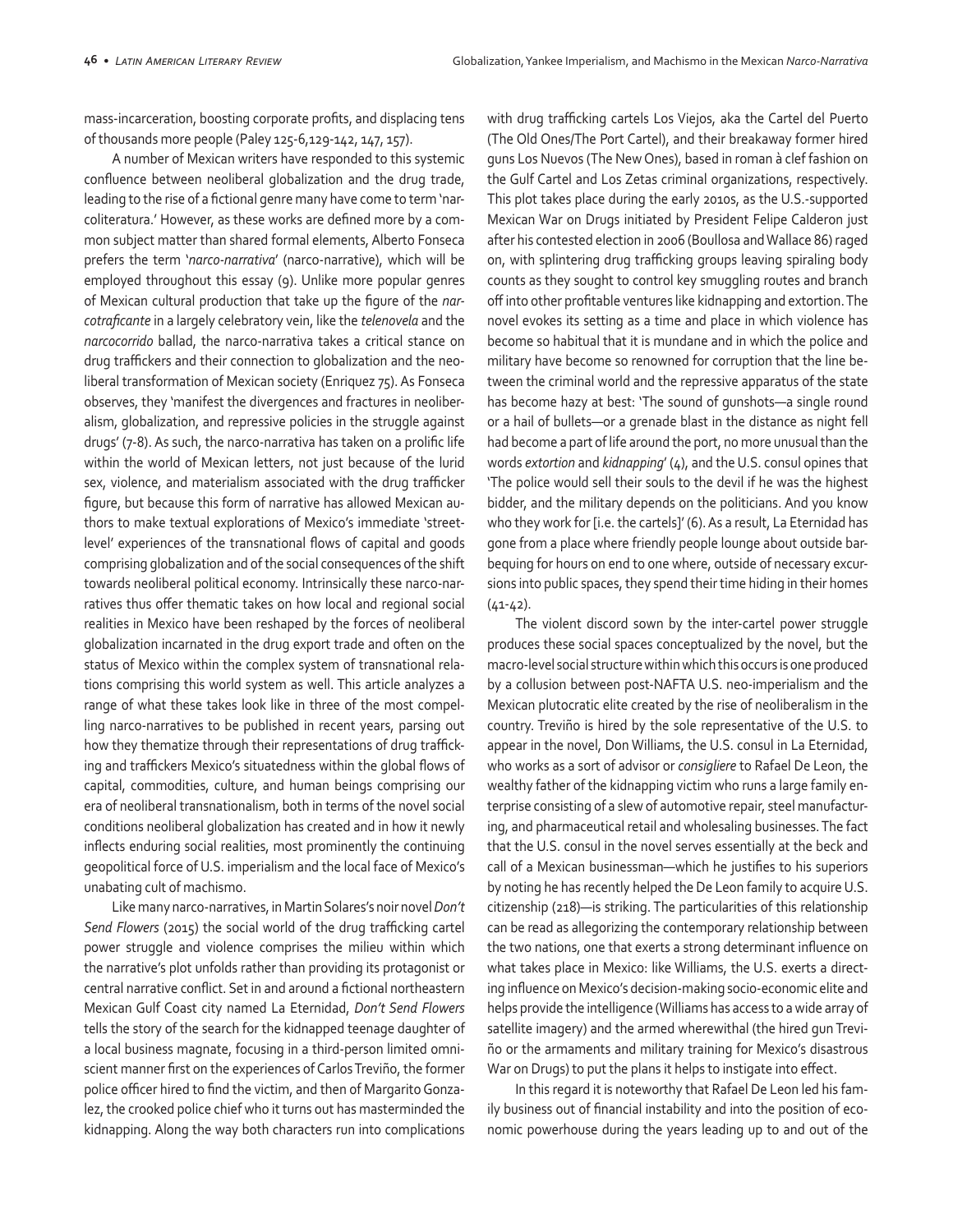mass-incarceration, boosting corporate profits, and displacing tens of thousands more people (Paley 125-6,129-142, 147, 157).

A number of Mexican writers have responded to this systemic confluence between neoliberal globalization and the drug trade, leading to the rise of a fictional genre many have come to term 'narcoliteratura.' However, as these works are defined more by a common subject matter than shared formal elements, Alberto Fonseca prefers the term '*narco-narrativa*' (narco-narrative), which will be employed throughout this essay (9). Unlike more popular genres of Mexican cultural production that take up the figure of the *narcotraficante* in a largely celebratory vein, like the *telenovela* and the *narcocorrido* ballad, the narco-narrativa takes a critical stance on drug traffickers and their connection to globalization and the neoliberal transformation of Mexican society (Enriquez 75). As Fonseca observes, they 'manifest the divergences and fractures in neoliberalism, globalization, and repressive policies in the struggle against drugs' (7-8). As such, the narco-narrativa has taken on a prolific life within the world of Mexican letters, not just because of the lurid sex, violence, and materialism associated with the drug trafficker figure, but because this form of narrative has allowed Mexican authors to make textual explorations of Mexico's immediate 'street-level' experiences of the transnational flows of capital and goods comprising globalization and of the social consequences of the shift towards neoliberal political economy. Intrinsically these narco-narratives thus offer thematic takes on how local and regional social realities in Mexico have been reshaped by the forces of neoliberal globalization incarnated in the drug export trade and often on the status of Mexico within the complex system of transnational relations comprising this world system as well. This article analyzes a range of what these takes look like in three of the most compelling narco-narratives to be published in recent years, parsing out how they thematize through their representations of drug trafficking and traffickers Mexico's situatedness within the global flows of capital, commodities, culture, and human beings comprising our era of neoliberal transnationalism, both in terms of the novel social conditions neoliberal globalization has created and in how it newly inflects enduring social realities, most prominently the continuing geopolitical force of U.S. imperialism and the local face of Mexico's unabating cult of machismo.

Like many narco-narratives, in Martin Solares's noir novel *Don't Send Flowers* (2015) the social world of the drug trafficking cartel power struggle and violence comprises the milieu within which the narrative's plot unfolds rather than providing its protagonist or central narrative conflict. Set in and around a fictional northeastern Mexican Gulf Coast city named La Eternidad, *Don't Send Flowers* tells the story of the search for the kidnapped teenage daughter of a local business magnate, focusing in a third-person limited omniscient manner first on the experiences of Carlos Treviño, the former police officer hired to find the victim, and then of Margarito Gonzalez, the crooked police chief who it turns out has masterminded the kidnapping. Along the way both characters run into complications with drug trafficking cartels Los Viejos, aka the Cartel del Puerto (The Old Ones/The Port Cartel), and their breakaway former hired guns Los Nuevos (The New Ones), based in roman à clef fashion on the Gulf Cartel and Los Zetas criminal organizations, respectively. This plot takes place during the early 2010s, as the U.S.-supported Mexican War on Drugs initiated by President Felipe Calderon just after his contested election in 2006 (Boullosa and Wallace 86) raged on, with splintering drug trafficking groups leaving spiraling body counts as they sought to control key smuggling routes and branch off into other profitable ventures like kidnapping and extortion. The novel evokes its setting as a time and place in which violence has become so habitual that it is mundane and in which the police and military have become so renowned for corruption that the line between the criminal world and the repressive apparatus of the state has become hazy at best: 'The sound of gunshots—a single round or a hail of bullets—or a grenade blast in the distance as night fell had become a part of life around the port, no more unusual than the words *extortion* and *kidnapping*' (4), and the U.S. consul opines that 'The police would sell their souls to the devil if he was the highest bidder, and the military depends on the politicians. And you know who they work for [i.e. the cartels]' (6). As a result, La Eternidad has gone from a place where friendly people lounge about outside barbequing for hours on end to one where, outside of necessary excursions into public spaces, they spend their time hiding in their homes (41-42).

The violent discord sown by the inter-cartel power struggle produces these social spaces conceptualized by the novel, but the macro-level social structure within which this occurs is one produced by a collusion between post-NAFTA U.S. neo-imperialism and the Mexican plutocratic elite created by the rise of neoliberalism in the country. Treviño is hired by the sole representative of the U.S. to appear in the novel, Don Williams, the U.S. consul in La Eternidad, who works as a sort of advisor or *consigliere* to Rafael De Leon, the wealthy father of the kidnapping victim who runs a large family enterprise consisting of a slew of automotive repair, steel manufacturing, and pharmaceutical retail and wholesaling businesses. The fact that the U.S. consul in the novel serves essentially at the beck and call of a Mexican businessman—which he justifies to his superiors by noting he has recently helped the De Leon family to acquire U.S. citizenship (218)—is striking. The particularities of this relationship can be read as allegorizing the contemporary relationship between the two nations, one that exerts a strong determinant influence on what takes place in Mexico: like Williams, the U.S. exerts a directing influence on Mexico's decision-making socio-economic elite and helps provide the intelligence (Williams has access to a wide array of satellite imagery) and the armed wherewithal (the hired gun Treviño or the armaments and military training for Mexico's disastrous War on Drugs) to put the plans it helps to instigate into effect.

In this regard it is noteworthy that Rafael De Leon led his family business out of financial instability and into the position of economic powerhouse during the years leading up to and out of the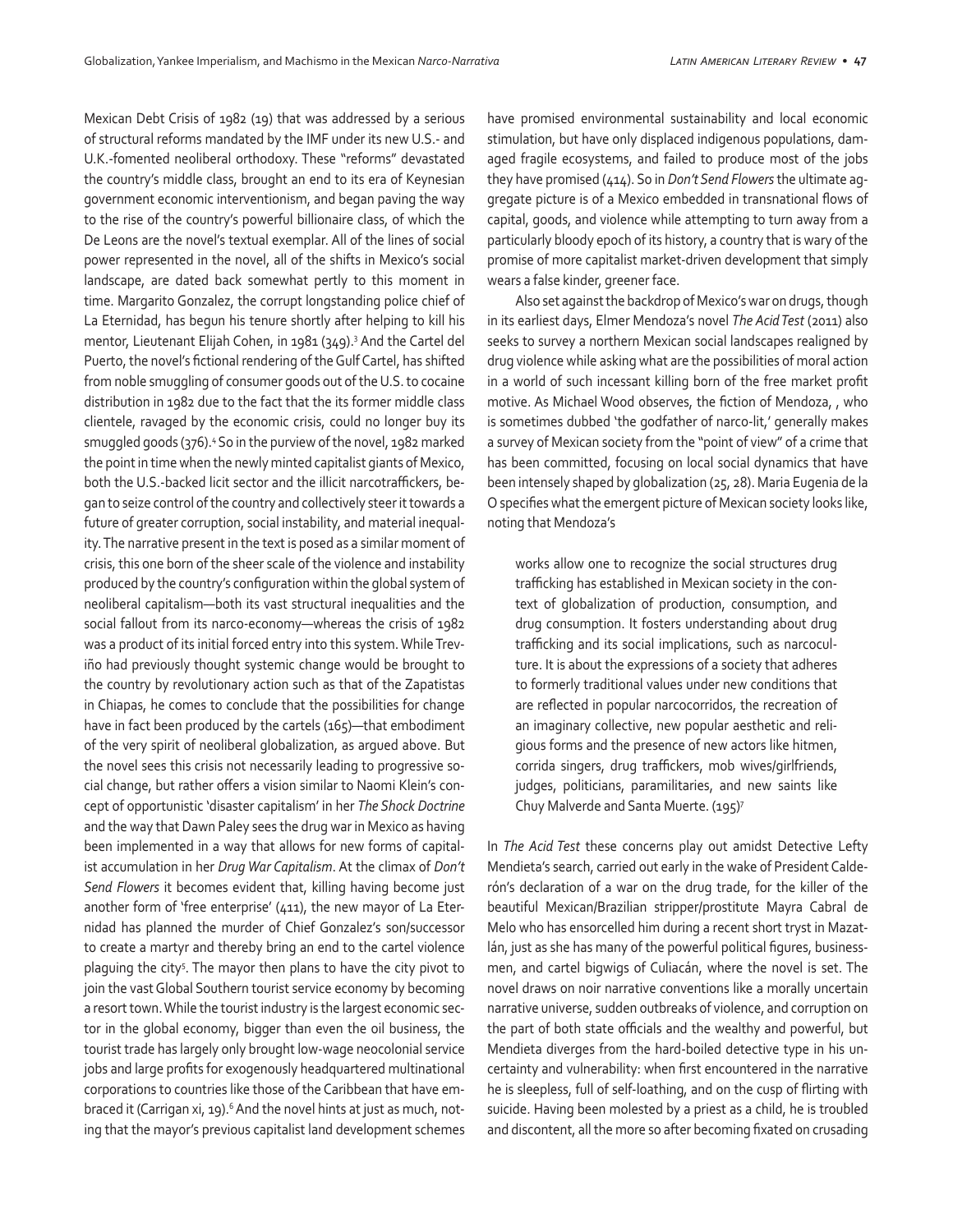Mexican Debt Crisis of 1982 (19) that was addressed by a serious of structural reforms mandated by the IMF under its new U.S.- and U.K.-fomented neoliberal orthodoxy. These "reforms" devastated the country's middle class, brought an end to its era of Keynesian government economic interventionism, and began paving the way to the rise of the country's powerful billionaire class, of which the De Leons are the novel's textual exemplar. All of the lines of social power represented in the novel, all of the shifts in Mexico's social landscape, are dated back somewhat partly to this moment in time. Margarito Gonzalez, the corrupt longstanding police chief of La Eternidad, has begun his tenure shortly after helping to kill his mentor, Lieutenant Elijah Cohen, in 1981 (349).[3] And the Cartel del Puerto, the novel's fictional rendering of the Gulf Cartel, has shifted from noble smuggling of consumer goods out of the U.S. to cocaine distribution in 1982 due to the fact that the its former middle class clientele, ravaged by the economic crisis, could no longer buy its smuggled goods (376).[4] So in the purview of the novel, 1982 marked the point in time when the newly minted capitalist giants of Mexico, both the U.S.-backed licit sector and the illicit narcotraffickers, began to seize control of the country and collectively steer it towards a future of greater corruption, social instability, and material inequality. The narrative present in the text is posed as a similar moment of crisis, this one born of the sheer scale of the violence and instability produced by the country's configuration within the global system of neoliberal capitalism—both its vast structural inequalities and the social fallout from its narco-economy—whereas the crisis of 1982 was a product of its initial forced entry into this system. While Treviño had previously thought systemic change would be brought to the country by revolutionary action such as that of the Zapatistas in Chiapas, he comes to conclude that the possibilities for change have in fact been produced by the cartels (165)—that embodiment of the very spirit of neoliberal globalization, as argued above. But the novel sees this crisis not necessarily leading to progressive social change, but rather offers a vision similar to Naomi Klein's concept of opportunistic 'disaster capitalism' in her *The Shock Doctrine* and the way that Dawn Paley sees the drug war in Mexico as having been implemented in a way that allows for new forms of capitalist accumulation in her *Drug War Capitalism*. At the climax of *Don't Send Flowers* it becomes evident that, killing having become just another form of 'free enterprise' (411), the new mayor of La Eternidad has planned the murder of Chief Gonzalez's son/successor to create a martyr and thereby bring an end to the cartel violence plaguing the city[5]. The mayor then plans to have the city pivot to join the vast Global Southern tourist service economy by becoming a resort town. While the tourist industry is the largest economic sector in the global economy, bigger than even the oil business, the tourist trade has largely only brought low-wage neocolonial service jobs and large profits for exogenously headquartered multinational corporations to countries like those of the Caribbean that have embraced it (Carrigan xi, 19).[6] And the novel hints at just as much, noting that the mayor's previous capitalist land development schemes have promised environmental sustainability and local economic stimulation, but have only displaced indigenous populations, damaged fragile ecosystems, and failed to produce most of the jobs they have promised (414). So in *Don't Send Flowers* the ultimate aggregate picture is of a Mexico embedded in transnational flows of capital, goods, and violence while attempting to turn away from a particularly bloody epoch of its history, a country that is wary of the promise of more capitalist market-driven development that simply wears a false kinder, greener face.

Also set against the backdrop of Mexico's war on drugs, though in its earliest days, Elmer Mendoza's novel *The Acid Test* (2011) also seeks to survey a northern Mexican social landscapes realigned by drug violence while asking what are the possibilities of moral action in a world of such incessant killing born of the free market profit motive. As Michael Wood observes, the fiction of Mendoza, , who is sometimes dubbed 'the godfather of narco-lit,' generally makes a survey of Mexican society from the "point of view" of a crime that has been committed, focusing on local social dynamics that have been intensely shaped by globalization (25, 28). Maria Eugenia de la O specifies what the emergent picture of Mexican society looks like, noting that Mendoza's

> works allow one to recognize the social structures drug trafficking has established in Mexican society in the context of globalization of production, consumption, and drug consumption. It fosters understanding about drug trafficking and its social implications, such as narcoculture. It is about the expressions of a society that adheres to formerly traditional values under new conditions that are reflected in popular narcocorridos, the recreation of an imaginary collective, new popular aesthetic and religious forms and the presence of new actors like hitmen, corrida singers, drug traffickers, mob wives/girlfriends, judges, politicians, paramilitaries, and new saints like Chuy Malverde and Santa Muerte. (195)[7]

In *The Acid Test* these concerns play out amidst Detective Lefty Mendieta's search, carried out early in the wake of President Calderón's declaration of a war on the drug trade, for the killer of the beautiful Mexican/Brazilian stripper/prostitute Mayra Cabral de Melo who has ensorcelled him during a recent short tryst in Mazatlán, just as she has many of the powerful political figures, businessmen, and cartel bigwigs of Culiacán, where the novel is set. The novel draws on noir narrative conventions like a morally uncertain narrative universe, sudden outbreaks of violence, and corruption on the part of both state officials and the wealthy and powerful, but Mendieta diverges from the hard-boiled detective type in his uncertainty and vulnerability: when first encountered in the narrative he is sleepless, full of self-loathing, and on the cusp of flirting with suicide. Having been molested by a priest as a child, he is troubled and discontent, all the more so after becoming fixated on crusading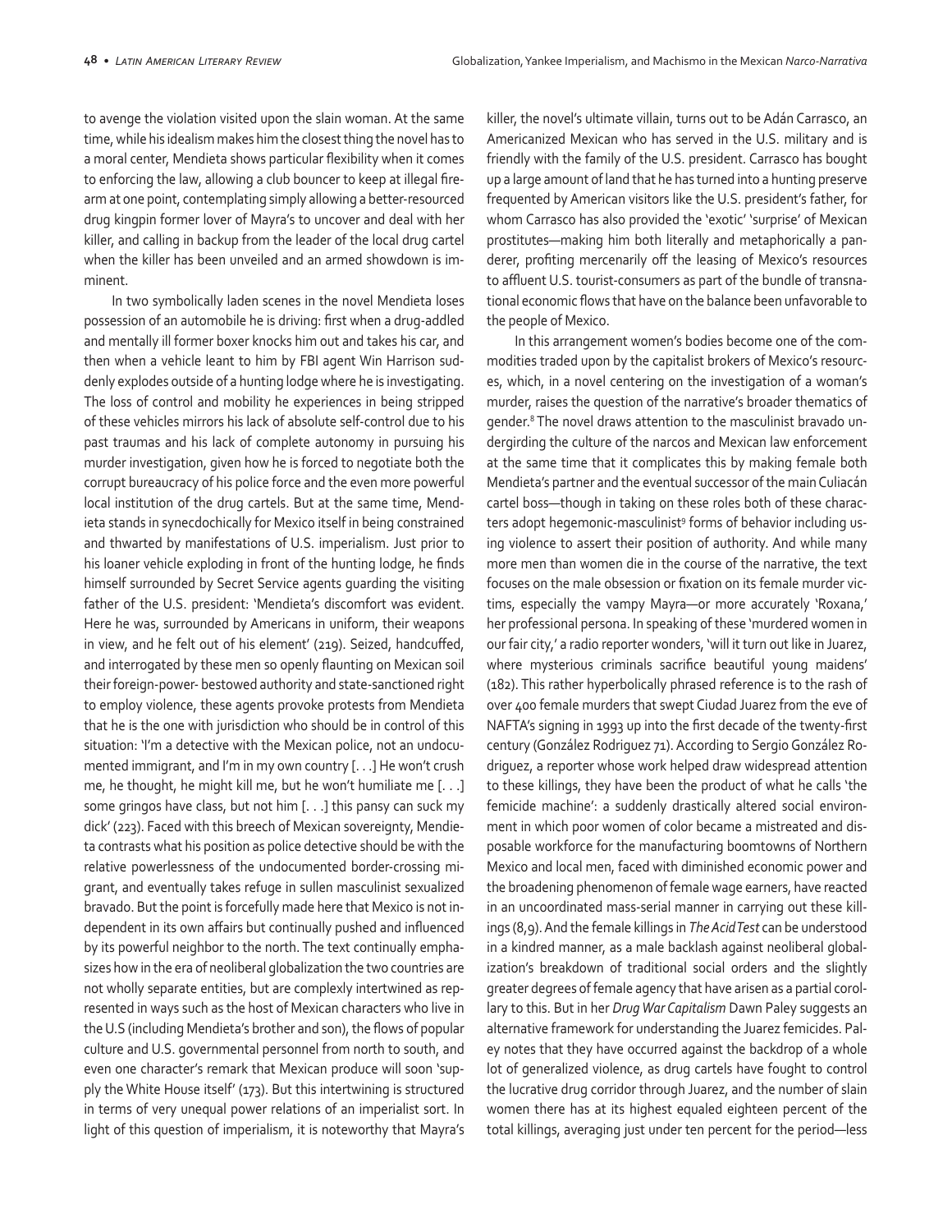to avenge the violation visited upon the slain woman. At the same time, while his idealism makes him the closest thing the novel has to a moral center, Mendieta shows particular flexibility when it comes to enforcing the law, allowing a club bouncer to keep at illegal firearm at one point, contemplating simply allowing a better-resourced drug kingpin former lover of Mayra's to uncover and deal with her killer, and calling in backup from the leader of the local drug cartel when the killer has been unveiled and an armed showdown is imminent.

In two symbolically laden scenes in the novel Mendieta loses possession of an automobile he is driving: first when a drug-addled and mentally ill former boxer knocks him out and takes his car, and then when a vehicle leant to him by FBI agent Win Harrison suddenly explodes outside of a hunting lodge where he is investigating. The loss of control and mobility he experiences in being stripped of these vehicles mirrors his lack of absolute self-control due to his past traumas and his lack of complete autonomy in pursuing his murder investigation, given how he is forced to negotiate both the corrupt bureaucracy of his police force and the even more powerful local institution of the drug cartels. But at the same time, Mendieta stands in synecdochically for Mexico itself in being constrained and thwarted by manifestations of U.S. imperialism. Just prior to his loaner vehicle exploding in front of the hunting lodge, he finds himself surrounded by Secret Service agents guarding the visiting father of the U.S. president: 'Mendieta's discomfort was evident. Here he was, surrounded by Americans in uniform, their weapons in view, and he felt out of his element' (219). Seized, handcuffed, and interrogated by these men so openly flaunting on Mexican soil their foreign-power- bestowed authority and state-sanctioned right to employ violence, these agents provoke protests from Mendieta that he is the one with jurisdiction who should be in control of this situation: 'I'm a detective with the Mexican police, not an undocumented immigrant, and I'm in my own country [. . .] He won't crush me, he thought, he might kill me, but he won't humiliate me [. . .] some gringos have class, but not him [. . .] this pansy can suck my dick' (223). Faced with this breech of Mexican sovereignty, Mendieta contrasts what his position as police detective should be with the relative powerlessness of the undocumented border-crossing migrant, and eventually takes refuge in sullen masculinist sexualized bravado. But the point is forcefully made here that Mexico is not independent in its own affairs but continually pushed and influenced by its powerful neighbor to the north. The text continually emphasizes how in the era of neoliberal globalization the two countries are not wholly separate entities, but are complexly intertwined as represented in ways such as the host of Mexican characters who live in the U.S (including Mendieta's brother and son), the flows of popular culture and U.S. governmental personnel from north to south, and even one character's remark that Mexican produce will soon 'supply the White House itself' (173). But this intertwining is structured in terms of very unequal power relations of an imperialist sort. In light of this question of imperialism, it is noteworthy that Mayra's killer, the novel's ultimate villain, turns out to be Adán Carrasco, an Americanized Mexican who has served in the U.S. military and is friendly with the family of the U.S. president. Carrasco has bought up a large amount of land that he has turned into a hunting preserve frequented by American visitors like the U.S. president's father, for whom Carrasco has also provided the 'exotic' 'surprise' of Mexican prostitutes—making him both literally and metaphorically a panderer, profiting mercenarily off the leasing of Mexico's resources to affluent U.S. tourist-consumers as part of the bundle of transnational economic flows that have on the balance been unfavorable to the people of Mexico.

In this arrangement women's bodies become one of the commodities traded upon by the capitalist brokers of Mexico's resources, which, in a novel centering on the investigation of a woman's murder, raises the question of the narrative's broader thematics of gender.[8] The novel draws attention to the masculinist bravado undergirding the culture of the narcos and Mexican law enforcement at the same time that it complicates this by making female both Mendieta's partner and the eventual successor of the main Culiacán cartel boss—though in taking on these roles both of these characters adopt hegemonic-masculinist[9] forms of behavior including using violence to assert their position of authority. And while many more men than women die in the course of the narrative, the text focuses on the male obsession or fixation on its female murder victims, especially the vampy Mayra—or more accurately 'Roxana,' her professional persona. In speaking of these 'murdered women in our fair city,' a radio reporter wonders, 'will it turn out like in Juarez, where mysterious criminals sacrifice beautiful young maidens' (182). This rather hyperbolically phrased reference is to the rash of over 400 female murders that swept Ciudad Juarez from the eve of NAFTA's signing in 1993 up into the first decade of the twenty-first century (González Rodriguez 71). According to Sergio González Rodriguez, a reporter whose work helped draw widespread attention to these killings, they have been the product of what he calls 'the femicide machine': a suddenly drastically altered social environment in which poor women of color became a mistreated and disposable workforce for the manufacturing boomtowns of Northern Mexico and local men, faced with diminished economic power and the broadening phenomenon of female wage earners, have reacted in an uncoordinated mass-serial manner in carrying out these killings (8,9). And the female killings in *The Acid Test* can be understood in a kindred manner, as a male backlash against neoliberal globalization's breakdown of traditional social orders and the slightly greater degrees of female agency that have arisen as a partial corollary to this. But in her *Drug War Capitalism* Dawn Paley suggests an alternative framework for understanding the Juarez femicides. Paley notes that they have occurred against the backdrop of a whole lot of generalized violence, as drug cartels have fought to control the lucrative drug corridor through Juarez, and the number of slain women there has at its highest equaled eighteen percent of the total killings, averaging just under ten percent for the period—less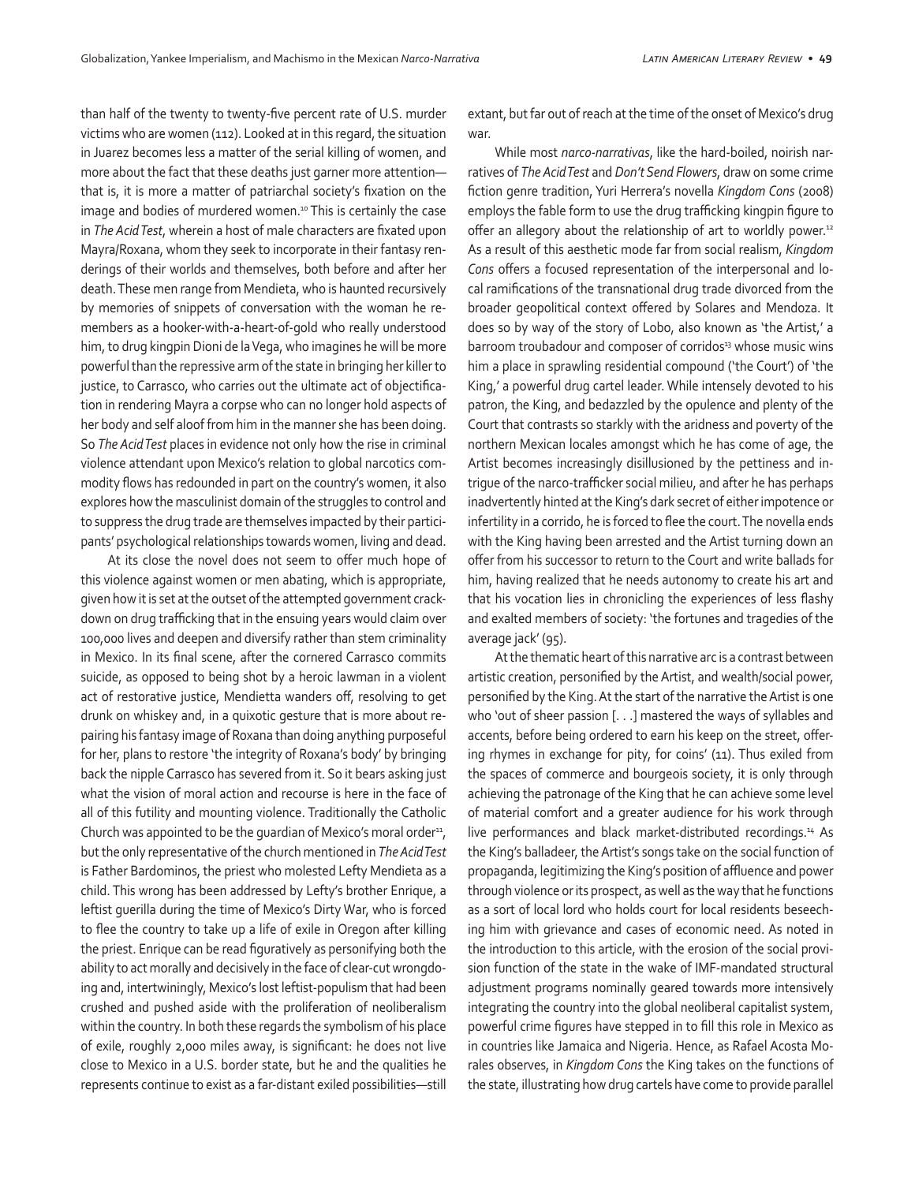than half of the twenty to twenty-five percent rate of U.S. murder victims who are women (112). Looked at in this regard, the situation in Juarez becomes less a matter of the serial killing of women, and more about the fact that these deaths just garner more attention—that is, it is more a matter of patriarchal society's fixation on the image and bodies of murdered women.[10] This is certainly the case in *The Acid Test*, wherein a host of male characters are fixated upon Mayra/Roxana, whom they seek to incorporate in their fantasy renderings of their worlds and themselves, both before and after her death. These men range from Mendieta, who is haunted recursively by memories of snippets of conversation with the woman he remembers as a hooker-with-a-heart-of-gold who really understood him, to drug kingpin Dioni de la Vega, who imagines he will be more powerful than the repressive arm of the state in bringing her killer to justice, to Carrasco, who carries out the ultimate act of objectification in rendering Mayra a corpse who can no longer hold aspects of her body and self aloof from him in the manner she has been doing. So *The Acid Test* places in evidence not only how the rise in criminal violence attendant upon Mexico's relation to global narcotics commodity flows has redounded in part on the country's women, it also explores how the masculinist domain of the struggles to control and to suppress the drug trade are themselves impacted by their participants' psychological relationships towards women, living and dead.

At its close the novel does not seem to offer much hope of this violence against women or men abating, which is appropriate, given how it is set at the outset of the attempted government crackdown on drug trafficking that in the ensuing years would claim over 100,000 lives and deepen and diversify rather than stem criminality in Mexico. In its final scene, after the cornered Carrasco commits suicide, as opposed to being shot by a heroic lawman in a violent act of restorative justice, Mendietta wanders off, resolving to get drunk on whiskey and, in a quixotic gesture that is more about repairing his fantasy image of Roxana than doing anything purposeful for her, plans to restore 'the integrity of Roxana's body' by bringing back the nipple Carrasco has severed from it. So it bears asking just what the vision of moral action and recourse is here in the face of all of this futility and mounting violence. Traditionally the Catholic Church was appointed to be the guardian of Mexico's moral order[11], but the only representative of the church mentioned in *The Acid Test* is Father Bardominos, the priest who molested Lefty Mendieta as a child. This wrong has been addressed by Lefty's brother Enrique, a leftist guerilla during the time of Mexico's Dirty War, who is forced to flee the country to take up a life of exile in Oregon after killing the priest. Enrique can be read figuratively as personifying both the ability to act morally and decisively in the face of clear-cut wrongdoing and, intertwiningly, Mexico's lost leftist-populism that had been crushed and pushed aside with the proliferation of neoliberalism within the country. In both these regards the symbolism of his place of exile, roughly 2,000 miles away, is significant: he does not live close to Mexico in a U.S. border state, but he and the qualities he represents continue to exist as a far-distant exiled possibilities—still extant, but far out of reach at the time of the onset of Mexico's drug war.

While most *narco-narrativas*, like the hard-boiled, noirish narratives of *The Acid Test* and *Don't Send Flowers*, draw on some crime fiction genre tradition, Yuri Herrera's novella *Kingdom Cons* (2008) employs the fable form to use the drug trafficking kingpin figure to offer an allegory about the relationship of art to worldly power.[12] As a result of this aesthetic mode far from social realism, *Kingdom Cons* offers a focused representation of the interpersonal and local ramifications of the transnational drug trade divorced from the broader geopolitical context offered by Solares and Mendoza. It does so by way of the story of Lobo, also known as 'the Artist,' a barroom troubadour and composer of corridos[13] whose music wins him a place in sprawling residential compound ('the Court') of 'the King,' a powerful drug cartel leader. While intensely devoted to his patron, the King, and bedazzled by the opulence and plenty of the Court that contrasts so starkly with the aridness and poverty of the northern Mexican locales amongst which he has come of age, the Artist becomes increasingly disillusioned by the pettiness and intrigue of the narco-trafficker social milieu, and after he has perhaps inadvertently hinted at the King's dark secret of either impotence or infertility in a corrido, he is forced to flee the court. The novella ends with the King having been arrested and the Artist turning down an offer from his successor to return to the Court and write ballads for him, having realized that he needs autonomy to create his art and that his vocation lies in chronicling the experiences of less flashy and exalted members of society: 'the fortunes and tragedies of the average jack' (95).

At the thematic heart of this narrative arc is a contrast between artistic creation, personified by the Artist, and wealth/social power, personified by the King. At the start of the narrative the Artist is one who 'out of sheer passion [. . .] mastered the ways of syllables and accents, before being ordered to earn his keep on the street, offering rhymes in exchange for pity, for coins' (11). Thus exiled from the spaces of commerce and bourgeois society, it is only through achieving the patronage of the King that he can achieve some level of material comfort and a greater audience for his work through live performances and black market-distributed recordings.[14] As the King's balladeer, the Artist's songs take on the social function of propaganda, legitimizing the King's position of affluence and power through violence or its prospect, as well as the way that he functions as a sort of local lord who holds court for local residents beseeching him with grievance and cases of economic need. As noted in the introduction to this article, with the erosion of the social provision function of the state in the wake of IMF-mandated structural adjustment programs nominally geared towards more intensively integrating the country into the global neoliberal capitalist system, powerful crime figures have stepped in to fill this role in Mexico as in countries like Jamaica and Nigeria. Hence, as Rafael Acosta Morales observes, in *Kingdom Cons* the King takes on the functions of the state, illustrating how drug cartels have come to provide parallel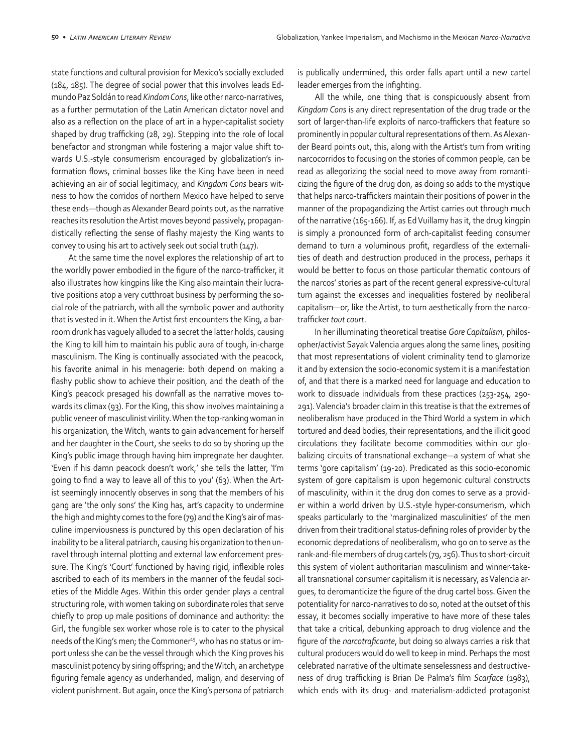state functions and cultural provision for Mexico's socially excluded (184, 185). The degree of social power that this involves leads Edmundo Paz Soldán to read *Kindom Cons*, like other narco-narratives, as a further permutation of the Latin American dictator novel and also as a reflection on the place of art in a hyper-capitalist society shaped by drug trafficking (28, 29). Stepping into the role of local benefactor and strongman while fostering a major value shift towards U.S.-style consumerism encouraged by globalization's information flows, criminal bosses like the King have been in need achieving an air of social legitimacy, and *Kingdom Cons* bears witness to how the corridos of northern Mexico have helped to serve these ends—though as Alexander Beard points out, as the narrative reaches its resolution the Artist moves beyond passively, propagandistically reflecting the sense of flashy majesty the King wants to convey to using his art to actively seek out social truth (147).

At the same time the novel explores the relationship of art to the worldly power embodied in the figure of the narco-trafficker, it also illustrates how kingpins like the King also maintain their lucrative positions atop a very cutthroat business by performing the social role of the patriarch, with all the symbolic power and authority that is vested in it. When the Artist first encounters the King, a barroom drunk has vaguely alluded to a secret the latter holds, causing the King to kill him to maintain his public aura of tough, in-charge masculinism. The King is continually associated with the peacock, his favorite animal in his menagerie: both depend on making a flashy public show to achieve their position, and the death of the King's peacock presaged his downfall as the narrative moves towards its climax (93). For the King, this show involves maintaining a public veneer of masculinist virility. When the top-ranking woman in his organization, the Witch, wants to gain advancement for herself and her daughter in the Court, she seeks to do so by shoring up the King's public image through having him impregnate her daughter. 'Even if his damn peacock doesn't work,' she tells the latter, 'I'm going to find a way to leave all of this to you' (63). When the Artist seemingly innocently observes in song that the members of his gang are 'the only sons' the King has, art's capacity to undermine the high and mighty comes to the fore (79) and the King's air of masculine imperviousness is punctured by this open declaration of his inability to be a literal patriarch, causing his organization to then unravel through internal plotting and external law enforcement pressure. The King's 'Court' functioned by having rigid, inflexible roles ascribed to each of its members in the manner of the feudal societies of the Middle Ages. Within this order gender plays a central structuring role, with women taking on subordinate roles that serve chiefly to prop up male positions of dominance and authority: the Girl, the fungible sex worker whose role is to cater to the physical needs of the King's men; the Commoner[15], who has no status or import unless she can be the vessel through which the King proves his masculinist potency by siring offspring; and the Witch, an archetype figuring female agency as underhanded, malign, and deserving of violent punishment. But again, once the King's persona of patriarch is publically undermined, this order falls apart until a new cartel leader emerges from the infighting.

All the while, one thing that is conspicuously absent from *Kingdom Cons* is any direct representation of the drug trade or the sort of larger-than-life exploits of narco-traffickers that feature so prominently in popular cultural representations of them. As Alexander Beard points out, this, along with the Artist's turn from writing narcocorridos to focusing on the stories of common people, can be read as allegorizing the social need to move away from romanticizing the figure of the drug don, as doing so adds to the mystique that helps narco-traffickers maintain their positions of power in the manner of the propagandizing the Artist carries out through much of the narrative (165-166). If, as Ed Vuillamy has it, the drug kingpin is simply a pronounced form of arch-capitalist feeding consumer demand to turn a voluminous profit, regardless of the externalities of death and destruction produced in the process, perhaps it would be better to focus on those particular thematic contours of the narcos' stories as part of the recent general expressive-cultural turn against the excesses and inequalities fostered by neoliberal capitalism—or, like the Artist, to turn aesthetically from the narco-trafficker *tout court*.

In her illuminating theoretical treatise *Gore Capitalism*, philosopher/activist Sayak Valencia argues along the same lines, positing that most representations of violent criminality tend to glamorize it and by extension the socio-economic system it is a manifestation of, and that there is a marked need for language and education to work to dissuade individuals from these practices (253-254, 290-291). Valencia's broader claim in this treatise is that the extremes of neoliberalism have produced in the Third World a system in which tortured and dead bodies, their representations, and the illicit good circulations they facilitate become commodities within our globalizing circuits of transnational exchange—a system of what she terms 'gore capitalism' (19-20). Predicated as this socio-economic system of gore capitalism is upon hegemonic cultural constructs of masculinity, within it the drug don comes to serve as a provider within a world driven by U.S.-style hyper-consumerism, which speaks particularly to the 'marginalized masculinities' of the men driven from their traditional status-defining roles of provider by the economic depredations of neoliberalism, who go on to serve as the rank-and-file members of drug cartels (79, 256). Thus to short-circuit this system of violent authoritarian masculinism and winner-take-all transnational consumer capitalism it is necessary, as Valencia argues, to deromanticize the figure of the drug cartel boss. Given the potentiality for narco-narratives to do so, noted at the outset of this essay, it becomes socially imperative to have more of these tales that take a critical, debunking approach to drug violence and the figure of the *narcotraficante*, but doing so always carries a risk that cultural producers would do well to keep in mind. Perhaps the most celebrated narrative of the ultimate senselessness and destructiveness of drug trafficking is Brian De Palma's film *Scarface* (1983), which ends with its drug- and materialism-addicted protagonist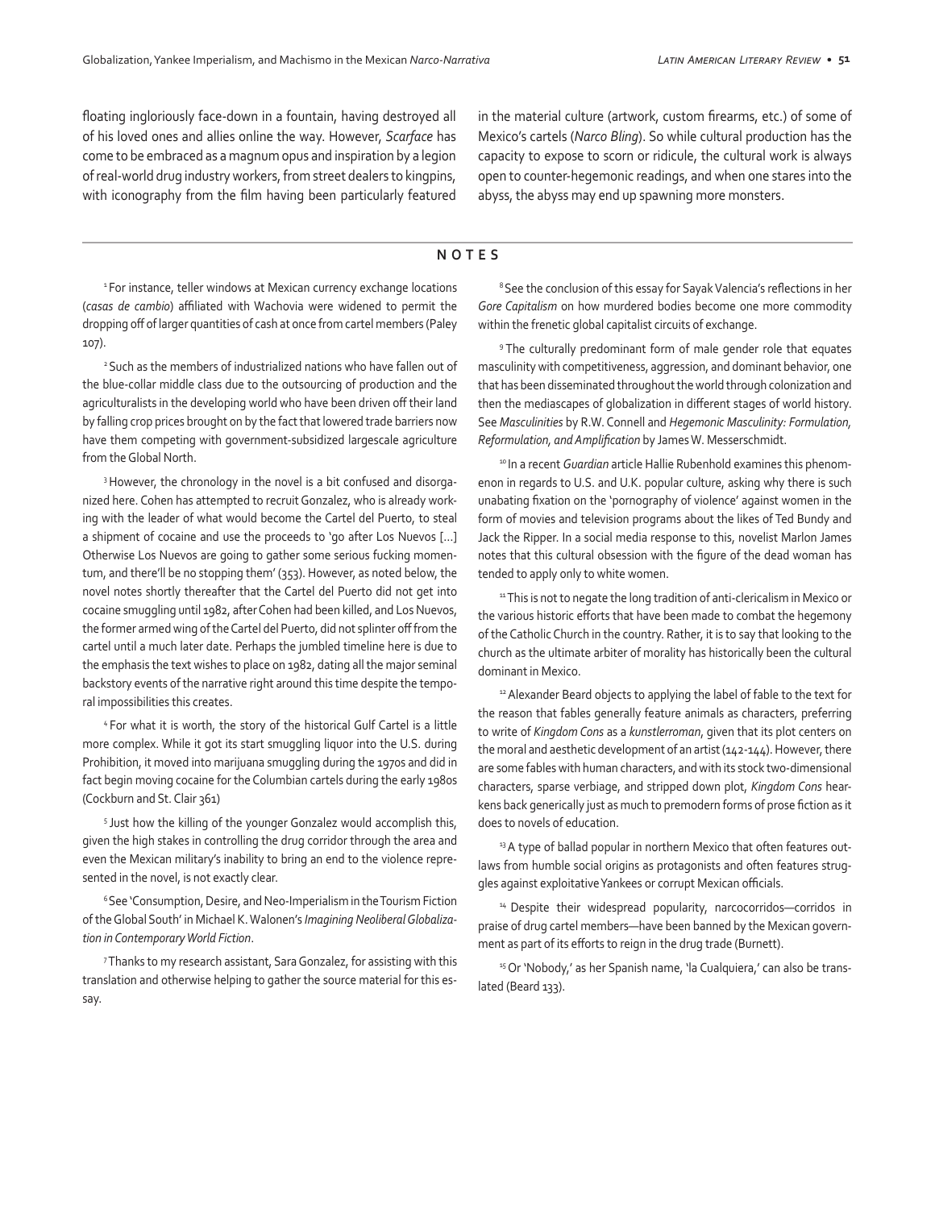floating ingloriously face-down in a fountain, having destroyed all of his loved ones and allies online the way. However, *Scarface* has come to be embraced as a magnum opus and inspiration by a legion of real-world drug industry workers, from street dealers to kingpins, with iconography from the film having been particularly featured in the material culture (artwork, custom firearms, etc.) of some of Mexico's cartels (*Narco Bling*). So while cultural production has the capacity to expose to scorn or ridicule, the cultural work is always open to counter-hegemonic readings, and when one stares into the abyss, the abyss may end up spawning more monsters.

## NOTES

[1] For instance, teller windows at Mexican currency exchange locations (*casas de cambio*) affiliated with Wachovia were widened to permit the dropping off of larger quantities of cash at once from cartel members (Paley 107).

[2] Such as the members of industrialized nations who have fallen out of the blue-collar middle class due to the outsourcing of production and the agriculturalists in the developing world who have been driven off their land by falling crop prices brought on by the fact that lowered trade barriers now have them competing with government-subsidized largescale agriculture from the Global North.

[3] However, the chronology in the novel is a bit confused and disorganized here. Cohen has attempted to recruit Gonzalez, who is already working with the leader of what would become the Cartel del Puerto, to steal a shipment of cocaine and use the proceeds to 'go after Los Nuevos [...] Otherwise Los Nuevos are going to gather some serious fucking momentum, and there'll be no stopping them' (353). However, as noted below, the novel notes shortly thereafter that the Cartel del Puerto did not get into cocaine smuggling until 1982, after Cohen had been killed, and Los Nuevos, the former armed wing of the Cartel del Puerto, did not splinter off from the cartel until a much later date. Perhaps the jumbled timeline here is due to the emphasis the text wishes to place on 1982, dating all the major seminal backstory events of the narrative right around this time despite the temporal impossibilities this creates.

[4] For what it is worth, the story of the historical Gulf Cartel is a little more complex. While it got its start smuggling liquor into the U.S. during Prohibition, it moved into marijuana smuggling during the 1970s and did in fact begin moving cocaine for the Columbian cartels during the early 1980s (Cockburn and St. Clair 361)

[5] Just how the killing of the younger Gonzalez would accomplish this, given the high stakes in controlling the drug corridor through the area and even the Mexican military's inability to bring an end to the violence represented in the novel, is not exactly clear.

[6] See 'Consumption, Desire, and Neo-Imperialism in the Tourism Fiction of the Global South' in Michael K. Walonen's *Imagining Neoliberal Globalization in Contemporary World Fiction*.

[7] Thanks to my research assistant, Sara Gonzalez, for assisting with this translation and otherwise helping to gather the source material for this essay.

[8] See the conclusion of this essay for Sayak Valencia's reflections in her *Gore Capitalism* on how murdered bodies become one more commodity within the frenetic global capitalist circuits of exchange.

[9] The culturally predominant form of male gender role that equates masculinity with competitiveness, aggression, and dominant behavior, one that has been disseminated throughout the world through colonization and then the mediascapes of globalization in different stages of world history. See *Masculinities* by R.W. Connell and *Hegemonic Masculinity: Formulation, Reformulation, and Amplification* by James W. Messerschmidt.

[10] In a recent *Guardian* article Hallie Rubenhold examines this phenomenon in regards to U.S. and U.K. popular culture, asking why there is such unabating fixation on the 'pornography of violence' against women in the form of movies and television programs about the likes of Ted Bundy and Jack the Ripper. In a social media response to this, novelist Marlon James notes that this cultural obsession with the figure of the dead woman has tended to apply only to white women.

[11] This is not to negate the long tradition of anti-clericalism in Mexico or the various historic efforts that have been made to combat the hegemony of the Catholic Church in the country. Rather, it is to say that looking to the church as the ultimate arbiter of morality has historically been the cultural dominant in Mexico.

[12] Alexander Beard objects to applying the label of fable to the text for the reason that fables generally feature animals as characters, preferring to write of *Kingdom Cons* as a *kunstlerroman*, given that its plot centers on the moral and aesthetic development of an artist (142-144). However, there are some fables with human characters, and with its stock two-dimensional characters, sparse verbiage, and stripped down plot, *Kingdom Cons* hearkens back generically just as much to premodern forms of prose fiction as it does to novels of education.

[13] A type of ballad popular in northern Mexico that often features outlaws from humble social origins as protagonists and often features struggles against exploitative Yankees or corrupt Mexican officials.

[14] Despite their widespread popularity, narcocorridos—corridos in praise of drug cartel members—have been banned by the Mexican government as part of its efforts to reign in the drug trade (Burnett).

[15] Or 'Nobody,' as her Spanish name, 'la Cualquiera,' can also be translated (Beard 133).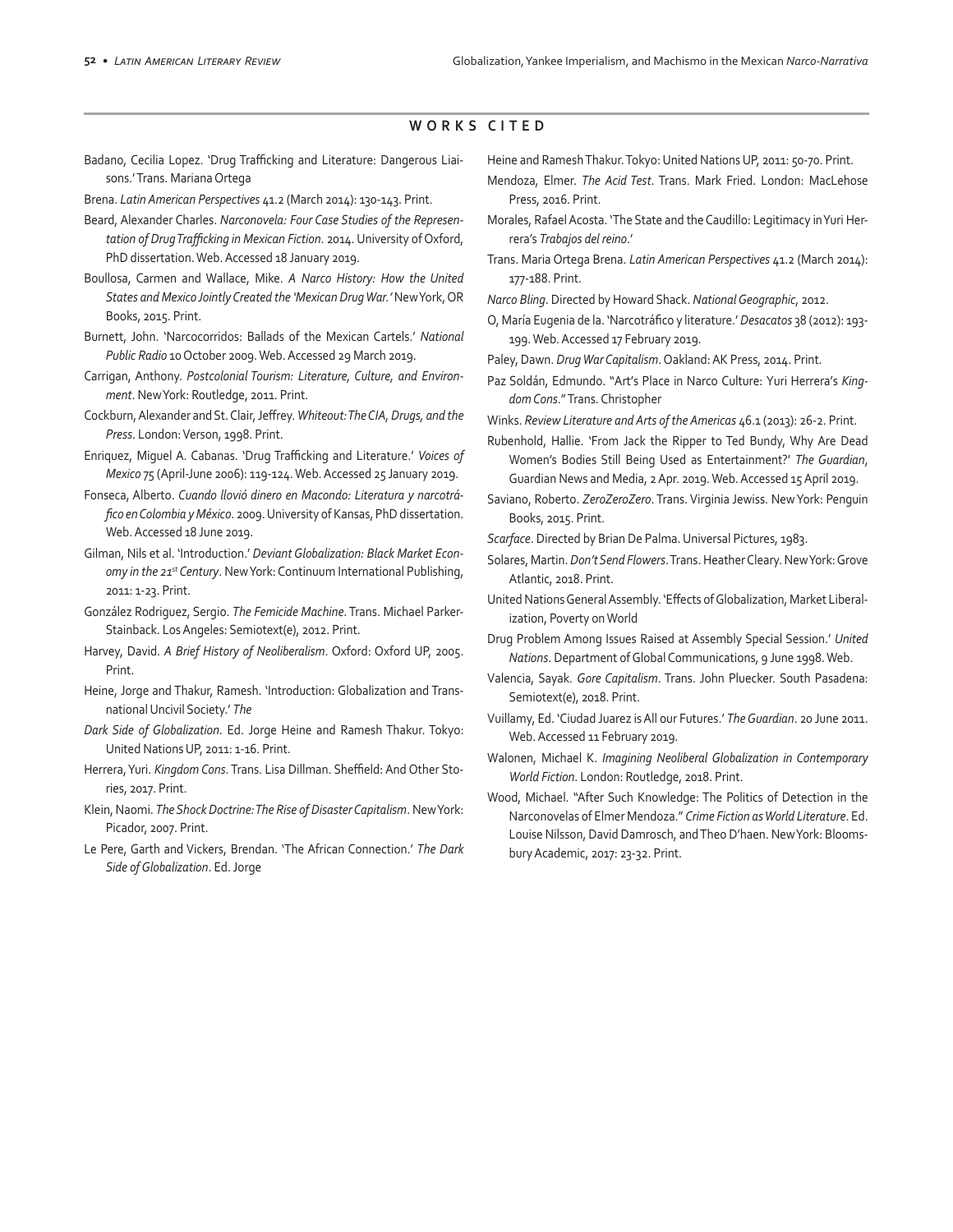## WORKS CITED

Badano, Cecilia Lopez. 'Drug Trafficking and Literature: Dangerous Liaisons.' Trans. Mariana Ortega

Brena. *Latin American Perspectives* 41.2 (March 2014): 130-143. Print.

Beard, Alexander Charles. *Narconovela: Four Case Studies of the Representation of Drug Trafficking in Mexican Fiction*. 2014. University of Oxford, PhD dissertation. Web. Accessed 18 January 2019.

Boullosa, Carmen and Wallace, Mike. *A Narco History: How the United States and Mexico Jointly Created the 'Mexican Drug War.'* New York, OR Books, 2015. Print.

Burnett, John. 'Narcocorridos: Ballads of the Mexican Cartels.' *National Public Radio* 10 October 2009. Web. Accessed 29 March 2019.

Carrigan, Anthony. *Postcolonial Tourism: Literature, Culture, and Environment*. New York: Routledge, 2011. Print.

Cockburn, Alexander and St. Clair, Jeffrey. *Whiteout: The CIA, Drugs, and the Press*. London: Verson, 1998. Print.

Enriquez, Miguel A. Cabanas. 'Drug Trafficking and Literature.' *Voices of Mexico* 75 (April-June 2006): 119-124. Web. Accessed 25 January 2019.

Fonseca, Alberto. *Cuando llovió dinero en Macondo: Literatura y narcotráfico en Colombia y México*. 2009. University of Kansas, PhD dissertation. Web. Accessed 18 June 2019.

Gilman, Nils et al. 'Introduction.' *Deviant Globalization: Black Market Economy in the 21st Century*. New York: Continuum International Publishing, 2011: 1-23. Print.

González Rodriguez, Sergio. *The Femicide Machine*. Trans. Michael Parker-Stainback. Los Angeles: Semiotext(e), 2012. Print.

Harvey, David. *A Brief History of Neoliberalism*. Oxford: Oxford UP, 2005. Print.

Heine, Jorge and Thakur, Ramesh. 'Introduction: Globalization and Transnational Uncivil Society.' *The*

*Dark Side of Globalization*. Ed. Jorge Heine and Ramesh Thakur. Tokyo: United Nations UP, 2011: 1-16. Print.

Herrera, Yuri. *Kingdom Cons*. Trans. Lisa Dillman. Sheffield: And Other Stories, 2017. Print.

Klein, Naomi. *The Shock Doctrine: The Rise of Disaster Capitalism*. New York: Picador, 2007. Print.

Le Pere, Garth and Vickers, Brendan. 'The African Connection.' *The Dark Side of Globalization*. Ed. Jorge

Heine and Ramesh Thakur. Tokyo: United Nations UP, 2011: 50-70. Print.

Mendoza, Elmer. *The Acid Test*. Trans. Mark Fried. London: MacLehose Press, 2016. Print.

Morales, Rafael Acosta. 'The State and the Caudillo: Legitimacy in Yuri Herrera's *Trabajos del reino*.'

Trans. Maria Ortega Brena. *Latin American Perspectives* 41.2 (March 2014): 177-188. Print.

*Narco Bling*. Directed by Howard Shack. *National Geographic*, 2012.

O, María Eugenia de la. 'Narcotráfico y literature.' *Desacatos* 38 (2012): 193-199. Web. Accessed 17 February 2019.

Paley, Dawn. *Drug War Capitalism*. Oakland: AK Press, 2014. Print.

Paz Soldán, Edmundo. "Art's Place in Narco Culture: Yuri Herrera's *Kingdom Cons*." Trans. Christopher

Winks. *Review Literature and Arts of the Americas* 46.1 (2013): 26-2. Print.

Rubenhold, Hallie. 'From Jack the Ripper to Ted Bundy, Why Are Dead Women's Bodies Still Being Used as Entertainment?' *The Guardian*, Guardian News and Media, 2 Apr. 2019. Web. Accessed 15 April 2019.

Saviano, Roberto. *ZeroZeroZero*. Trans. Virginia Jewiss. New York: Penguin Books, 2015. Print.

*Scarface*. Directed by Brian De Palma. Universal Pictures, 1983.

Solares, Martin. *Don't Send Flowers*. Trans. Heather Cleary. New York: Grove Atlantic, 2018. Print.

United Nations General Assembly. 'Effects of Globalization, Market Liberalization, Poverty on World

Drug Problem Among Issues Raised at Assembly Special Session.' *United Nations*. Department of Global Communications, 9 June 1998. Web.

Valencia, Sayak. *Gore Capitalism*. Trans. John Pluecker. South Pasadena: Semiotext(e), 2018. Print.

Vuillamy, Ed. 'Ciudad Juarez is All our Futures.' *The Guardian*. 20 June 2011. Web. Accessed 11 February 2019.

Walonen, Michael K. *Imagining Neoliberal Globalization in Contemporary World Fiction*. London: Routledge, 2018. Print.

Wood, Michael. "After Such Knowledge: The Politics of Detection in the Narconovelas of Elmer Mendoza." *Crime Fiction as World Literature*. Ed. Louise Nilsson, David Damrosch, and Theo D'haen. New York: Bloomsbury Academic, 2017: 23-32. Print.